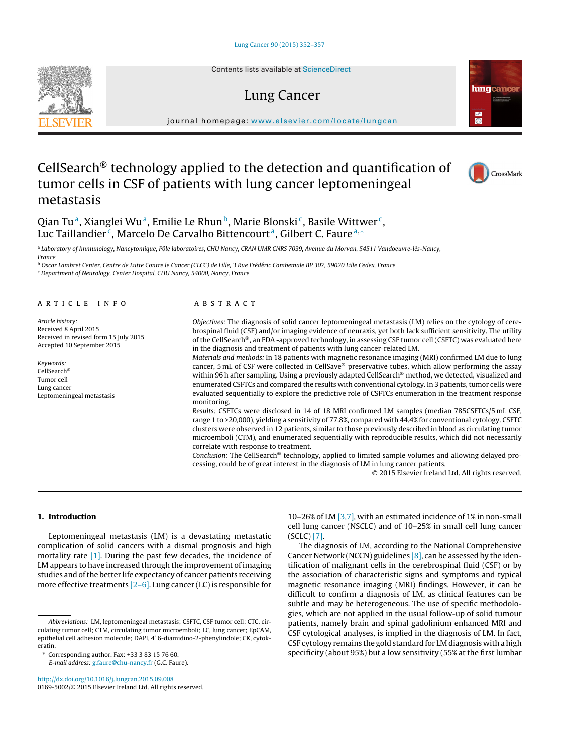# CellSearch® technology applied to the detection and quantification of tumor cells in CSF of patients with lung cancer leptomeningeal metastasis

Qian Tu[a], Xianglei Wu[a], Emilie Le Rhun[b], Marie Blonski[c], Basile Wittwer[c], Luc Taillandier[c], Marcelo De Carvalho Bittencourt[a], Gilbert C. Faure[a,*]

[a] Laboratory of Immunology, Nancytomique, Pôle laboratoires, CHU Nancy, CRAN UMR CNRS 7039, Avenue du Morvan, 54511 Vandoeuvre-lès-Nancy, France

[b] Oscar Lambret Center, Centre de Lutte Contre le Cancer (CLCC) de Lille, 3 Rue Frédéric Combemale BP 307, 59020 Lille Cedex, France

[c] Department of Neurology, Center Hospital, CHU Nancy, 54000, Nancy, France

## ARTICLE INFO

*Article history:*
Received 8 April 2015
Received in revised form 15 July 2015
Accepted 10 September 2015

*Keywords:*
CellSearch®
Tumor cell
Lung cancer
Leptomeningeal metastasis

## ABSTRACT

*Objectives:* The diagnosis of solid cancer leptomeningeal metastasis (LM) relies on the cytology of cerebrospinal fluid (CSF) and/or imaging evidence of neuraxis, yet both lack sufficient sensitivity. The utility of the CellSearch®, an FDA -approved technology, in assessing CSF tumor cell (CSFTC) was evaluated here in the diagnosis and treatment of patients with lung cancer-related LM.

*Materials and methods:* In 18 patients with magnetic resonance imaging (MRI) confirmed LM due to lung cancer, 5 mL of CSF were collected in CellSave® preservative tubes, which allow performing the assay within 96 h after sampling. Using a previously adapted CellSearch® method, we detected, visualized and enumerated CSFTCs and compared the results with conventional cytology. In 3 patients, tumor cells were evaluated sequentially to explore the predictive role of CSFTCs enumeration in the treatment response monitoring.

*Results:* CSFTCs were disclosed in 14 of 18 MRI confirmed LM samples (median 785CSFTCs/5 mL CSF, range 1 to >20,000), yielding a sensitivity of 77.8%, compared with 44.4% for conventional cytology. CSFTC clusters were observed in 12 patients, similar to those previously described in blood as circulating tumor microemboli (CTM), and enumerated sequentially with reproducible results, which did not necessarily correlate with response to treatment.

*Conclusion:* The CellSearch® technology, applied to limited sample volumes and allowing delayed processing, could be of great interest in the diagnosis of LM in lung cancer patients.

© 2015 Elsevier Ireland Ltd. All rights reserved.

## 1. Introduction

Leptomeningeal metastasis (LM) is a devastating metastatic complication of solid cancers with a dismal prognosis and high mortality rate [1]. During the past few decades, the incidence of LM appears to have increased through the increase of imaging studies and of the better life expectancy of cancer patients receiving more effective treatments [2–6]. Lung cancer (LC) is responsible for 10–26% of LM [3,7], with an estimated incidence of 1% in non-small cell lung cancer (NSCLC) and of 10–25% in small cell lung cancer (SCLC) [7].

The diagnosis of LM, according to the National Comprehensive Cancer Network (NCCN) guidelines [8], can be assessed by the identification of malignant cells in the cerebrospinal fluid (CSF) or by the association of characteristic signs and symptoms and typical magnetic resonance imaging (MRI) findings. However, it can be difficult to confirm a diagnosis of LM, as clinical features can be subtle and may be heterogeneous. The use of specific methodologies, which are not applied in the usual follow-up of solid tumour patients, namely brain and spinal gadolinium enhanced MRI and CSF cytological analyses, is implied in the diagnosis of LM. In fact, CSF cytology remains the gold standard for LM diagnosis with a high specificity (about 95%) but a low sensitivity (55% at the first lumbar

---

*Abbreviations:* LM, leptomeningeal metastasis; CSFTC, CSF tumor cell; CTC, circulating tumor cell; CTM, circulating tumor microemboli; LC, lung cancer; EpCAM, epithelial cell adhesion molecule; DAPI, 4′ 6-diamidino-2-phenylindole; CK, cytokeratin.

\* Corresponding author. Fax: +33 3 83 15 76 60.
*E-mail address:* g.faure@chu-nancy.fr (G.C. Faure).

http://dx.doi.org/10.1016/j.lungcan.2015.09.008
0169-5002/© 2015 Elsevier Ireland Ltd. All rights reserved.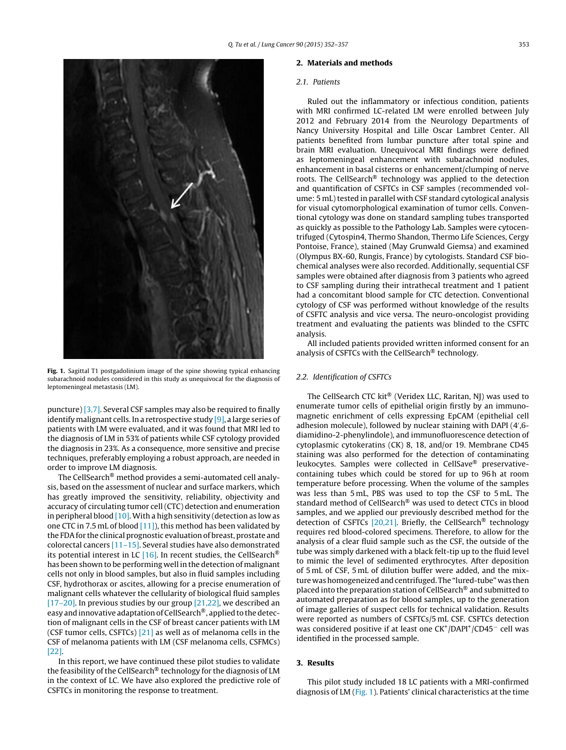**Fig. 1.** Sagittal T1 postgadolinium image of the spine showing typical enhancing subarachnoid nodules considered in this study as unequivocal for the diagnosis of leptomeningeal metastasis (LM).

puncture) [3,7]. Several CSF samples may also be required to finally identify malignant cells. In a retrospective study [9], a large series of patients with LM were evaluated, and it was found that MRI led to the diagnosis of LM in 53% of patients while CSF cytology provided the diagnosis in 23%. As a consequence, more sensitive and precise techniques, preferably employing a robust approach, are needed in order to improve LM diagnosis.

The CellSearch® method provides a semi-automated cell analysis, based on the assessment of nuclear and surface markers, which has greatly improved the sensitivity, reliability, objectivity and accuracy of circulating tumor cell (CTC) detection and enumeration in peripheral blood [10]. With a high sensitivity (detection as low as one CTC in 7.5 mL of blood [11]), this method has been validated by the FDA for the clinical prognostic evaluation of breast, prostate and colorectal cancers [11–15]. Several studies have also demonstrated its potential interest in LC [16]. In recent studies, the CellSearch® has been shown to be performing well in the detection of malignant cells not only in blood samples, but also in fluid samples including CSF, hydrothorax or ascites, allowing for a precise enumeration of malignant cells whatever the cellularity of biological fluid samples [17–20]. In previous studies by our group [21,22], we described an easy and innovative adaptation of CellSearch®, applied to the detection of malignant cells in the CSF of breast cancer patients with LM (CSF tumor cells, CSFTCs) [21] as well as of melanoma cells in the CSF of melanoma patients with LM (CSF melanoma cells, CSFMCs) [22].

In this report, we have continued these pilot studies to validate the feasibility of the CellSearch® technology for the diagnosis of LM in the context of LC. We have also explored the predictive role of CSFTCs in monitoring the response to treatment.

## 2. Materials and methods

### 2.1. Patients

Ruled out the inflammatory or infectious condition, patients with MRI confirmed LC-related LM were enrolled between July 2012 and February 2014 from the Neurology Departments of Nancy University Hospital and Lille Oscar Lambret Center. All patients benefited from lumbar puncture after total spine and brain MRI evaluation. Unequivocal MRI findings were defined as leptomeningeal enhancement with subarachnoid nodules, enhancement in basal cisterns or enhancement/clumping of nerve roots. The CellSearch® technology was applied to the detection and quantification of CSFTCs in CSF samples (recommended volume: 5 mL) tested in parallel with CSF standard cytological analysis for visual cytomorphological examination of tumor cells. Conventional cytology was done on standard sampling tubes transported as quickly as possible to the Pathology Lab. Samples were cytocentrifuged (Cytospin4, Thermo Shandon, Thermo Life Sciences, Cergy Pontoise, France), stained (May Grunwald Giemsa) and examined (Olympus BX-60, Rungis, France) by cytologists. Standard CSF biochemical analyses were also recorded. Additionally, sequential CSF samples were obtained after diagnosis from 3 patients who agreed to CSF sampling during their intrathecal treatment and 1 patient had a concomitant blood sample for CTC detection. Conventional cytology of CSF was performed without knowledge of the results of CSFTC analysis and vice versa. The neuro-oncologist providing treatment and evaluating the patients was blinded to the CSFTC analysis.

All included patients provided written informed consent for an analysis of CSFTCs with the CellSearch® technology.

### 2.2. Identification of CSFTCs

The CellSearch CTC kit® (Veridex LLC, Raritan, NJ) was used to enumerate tumor cells of epithelial origin firstly by an immunomagnetic enrichment of cells expressing EpCAM (epithelial cell adhesion molecule), followed by nuclear staining with DAPI (4′,6-diamidino-2-phenylindole), and immunofluorescence detection of cytoplasmic cytokeratins (CK) 8, 18, and/or 19. Membrane CD45 staining was also performed for the detection of contaminating leukocytes. Samples were collected in CellSave® preservative-containing tubes which could be stored for up to 96 h at room temperature before processing. When the volume of the samples was less than 5 mL, PBS was used to top the CSF to 5 mL. The standard method of CellSearch® was used to detect CTCs in blood samples, and we applied our previously described method for the detection of CSFTCs [20,21]. Briefly, the CellSearch® technology requires red blood-colored specimens. Therefore, to allow for the analysis of a clear fluid sample such as the CSF, the outside of the tube was simply darkened with a black felt-tip up to the fluid level to mimic the level of sedimented erythrocytes. After deposition of 5 mL of CSF, 5 mL of dilution buffer were added, and the mixture was homogeneized and centrifuged. The "lured-tube" was then placed into the preparation station of CellSearch® and submitted to automated preparation as for blood samples, up to the generation of image galleries of suspect cells for technical validation. Results were reported as numbers of CSFTCs/5 mL CSF. CSFTCs detection was considered positive if at least one $CK^+/DAPI^+/CD45^-$ cell was identified in the processed sample.

## 3. Results

This pilot study included 18 LC patients with a MRI-confirmed diagnosis of LM (Fig. 1). Patients' clinical characteristics at the time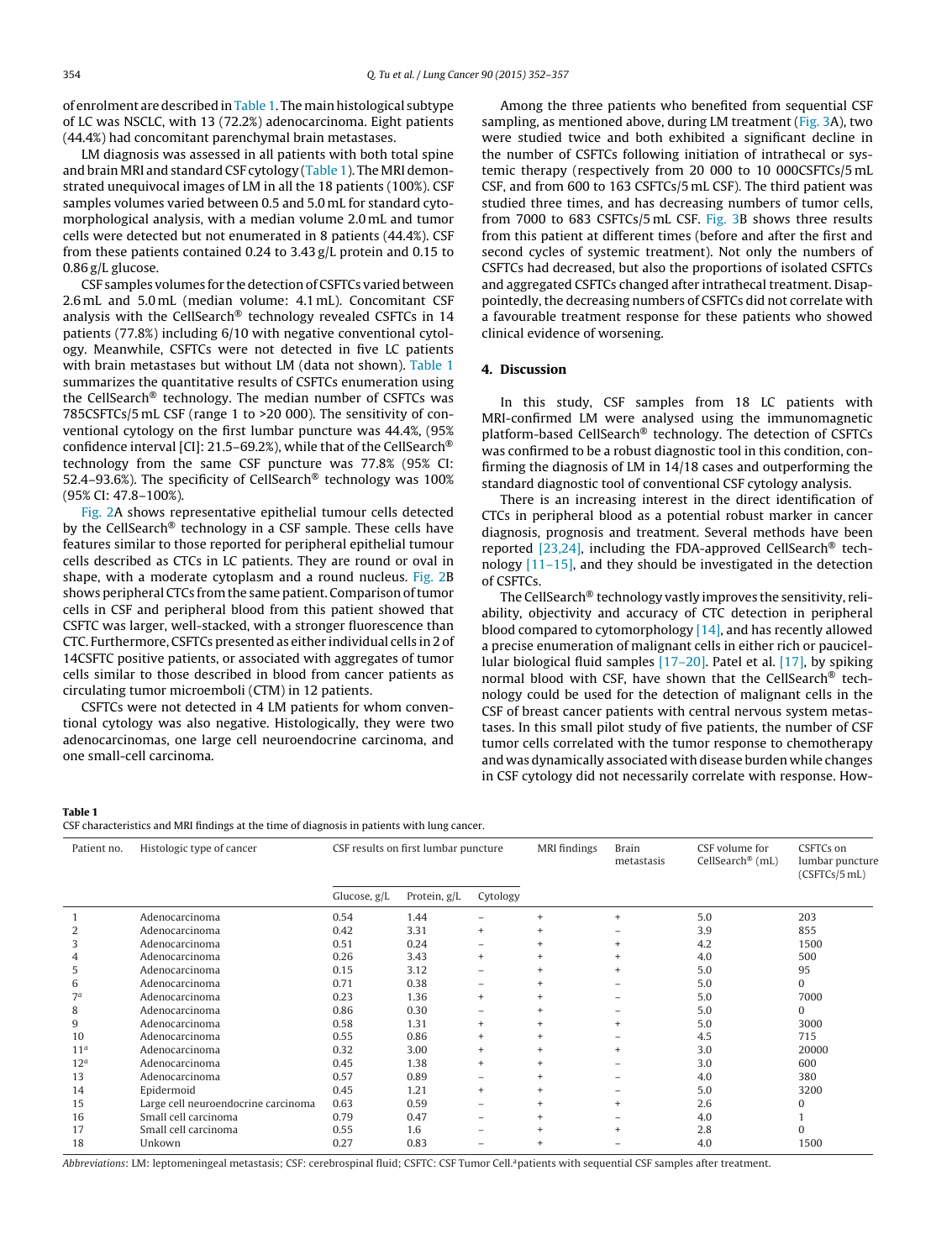of enrolment are described in Table 1. The main histological subtype of LC was NSCLC, with 13 (72.2%) adenocarcinoma. Eight patients (44.4%) had concomitant parenchymal brain metastases.

LM diagnosis was assessed in all patients with both total spine and brain MRI and standard CSF cytology (Table 1). The MRI demonstrated unequivocal images of LM in all the 18 patients (100%). CSF samples volumes varied between 0.5 and 5.0 mL for standard cytomorphological analysis, with a median volume 2.0 mL and tumor cells were detected but not enumerated in 8 patients (44.4%). CSF from these patients contained 0.24 to 3.43 g/L protein and 0.15 to 0.86 g/L glucose.

CSF samples volumes for the detection of CSFTCs varied between 2.6 mL and 5.0 mL (median volume: 4.1 mL). Concomitant CSF analysis with the CellSearch® technology revealed CSFTCs in 14 patients (77.8%) including 6/10 with negative conventional cytology. Meanwhile, CSFTCs were not detected in five LC patients with brain metastases but without LM (data not shown). Table 1 summarizes the quantitative results of CSFTCs enumeration using the CellSearch® technology. The median number of CSFTCs was 785CSFTCs/5 mL CSF (range 1 to >20 000). The sensitivity of conventional cytology on the first lumbar puncture was 44.4%, (95% confidence interval [CI]: 21.5–69.2%), while that of the CellSearch® technology from the same CSF puncture was 77.8% (95% CI: 52.4–93.6%). The specificity of CellSearch® technology was 100% (95% CI: 47.8–100%).

Fig. 2A shows representative epithelial tumour cells detected by the CellSearch® technology in a CSF sample. These cells have features similar to those reported for peripheral epithelial tumour cells described as CTCs in LC patients. They are round or oval in shape, with a moderate cytoplasm and a round nucleus. Fig. 2B shows peripheral CTCs from the same patient. Comparison of tumor cells in CSF and peripheral blood from this patient showed that CSFTC was larger, well-stacked, with a stronger fluorescence than CTC. Furthermore, CSFTCs presented as either individual cells in 2 of 14CSFTC positive patients, or associated with aggregates of tumor cells similar to those described in blood from cancer patients as circulating tumor microemboli (CTM) in 12 patients.

CSFTCs were not detected in 4 LM patients for whom conventional cytology was also negative. Histologically, they were two adenocarcinomas, one large cell neuroendocrine carcinoma, and one small-cell carcinoma.

Among the three patients who benefited from sequential CSF sampling, as mentioned above, during LM treatment (Fig. 3A), two were studied twice and both exhibited a significant decline in the number of CSFTCs following initiation of intrathecal or systemic therapy (respectively from 20 000 to 10 000CSFTCs/5 mL CSF, and from 600 to 163 CSFTCs/5 mL CSF). The third patient was studied three times, and has decreasing numbers of tumor cells, from 7000 to 683 CSFTCs/5 mL CSF. Fig. 3B shows three results from this patient at different times (before and after the first and second cycles of systemic treatment). Not only the numbers of CSFTCs had decreased, but also the proportions of isolated CSFTCs and aggregated CSFTCs changed after intrathecal treatment. Disappointedly, the decreasing numbers of CSFTCs did not correlate with a favourable treatment response for these patients who showed clinical evidence of worsening.

## 4. Discussion

In this study, CSF samples from 18 LC patients with MRI-confirmed LM were analysed using the immunomagnetic platform-based CellSearch® technology. The detection of CSFTCs was confirmed to be a robust diagnostic tool in this condition, confirming the diagnosis of LM in 14/18 cases and outperforming the standard diagnostic tool of conventional CSF cytology analysis.

There is an increasing interest in the direct identification of CTCs in peripheral blood as a potential robust marker in cancer diagnosis, prognosis and treatment. Several methods have been reported [23,24], including the FDA-approved CellSearch® technology [11–15], and they should be investigated in the detection of CSFTCs.

The CellSearch® technology vastly improves the sensitivity, reliability, objectivity and accuracy of CTC detection in peripheral blood compared to cytomorphology [14], and has recently allowed a precise enumeration of malignant cells in either rich or paucicellular biological fluid samples [17–20]. Patel et al. [17], by spiking normal blood with CSF, have shown that the CellSearch® technology could be used for the detection of malignant cells in the CSF of breast cancer patients with central nervous system metastases. In this small pilot study of five patients, the number of CSF tumor cells correlated with the tumor response to chemotherapy and was dynamically associated with disease burden while changes in CSF cytology did not necessarily correlate with response. How-

**Table 1**
CSF characteristics and MRI findings at the time of diagnosis in patients with lung cancer.

| Patient no. | Histologic type of cancer | CSF results on first lumbar puncture | | | MRI findings | Brain metastasis | CSF volume for CellSearch® (mL) | CSFTCs on lumbar puncture (CSFTCs/5 mL) |
|---|---|---|---|---|---|---|---|---|
| | | Glucose, g/L | Protein, g/L | Cytology | | | | |
| 1 | Adenocarcinoma | 0.54 | 1.44 | – | + | + | 5.0 | 203 |
| 2 | Adenocarcinoma | 0.42 | 3.31 | + | + | – | 3.9 | 855 |
| 3 | Adenocarcinoma | 0.51 | 0.24 | – | + | + | 4.2 | 1500 |
| 4 | Adenocarcinoma | 0.26 | 3.43 | + | + | + | 4.0 | 500 |
| 5 | Adenocarcinoma | 0.15 | 3.12 | – | + | + | 5.0 | 95 |
| 6 | Adenocarcinoma | 0.71 | 0.38 | – | + | – | 5.0 | 0 |
| 7[a] | Adenocarcinoma | 0.23 | 1.36 | + | + | – | 5.0 | 7000 |
| 8 | Adenocarcinoma | 0.86 | 0.30 | – | + | – | 5.0 | 0 |
| 9 | Adenocarcinoma | 0.58 | 1.31 | + | + | + | 5.0 | 3000 |
| 10 | Adenocarcinoma | 0.55 | 0.86 | + | + | – | 4.5 | 715 |
| 11[a] | Adenocarcinoma | 0.32 | 3.00 | + | + | + | 3.0 | 20000 |
| 12[a] | Adenocarcinoma | 0.45 | 1.38 | + | + | – | 3.0 | 600 |
| 13 | Adenocarcinoma | 0.57 | 0.89 | – | + | – | 4.0 | 380 |
| 14 | Epidermoid | 0.45 | 1.21 | + | + | – | 5.0 | 3200 |
| 15 | Large cell neuroendocrine carcinoma | 0.63 | 0.59 | – | + | + | 2.6 | 0 |
| 16 | Small cell carcinoma | 0.79 | 0.47 | – | + | – | 4.0 | 1 |
| 17 | Small cell carcinoma | 0.55 | 1.6 | – | + | + | 2.8 | 0 |
| 18 | Unkown | 0.27 | 0.83 | – | + | – | 4.0 | 1500 |

*Abbreviations*: LM: leptomeningeal metastasis; CSF: cerebrospinal fluid; CSFTC: CSF Tumor Cell. [a]patients with sequential CSF samples after treatment.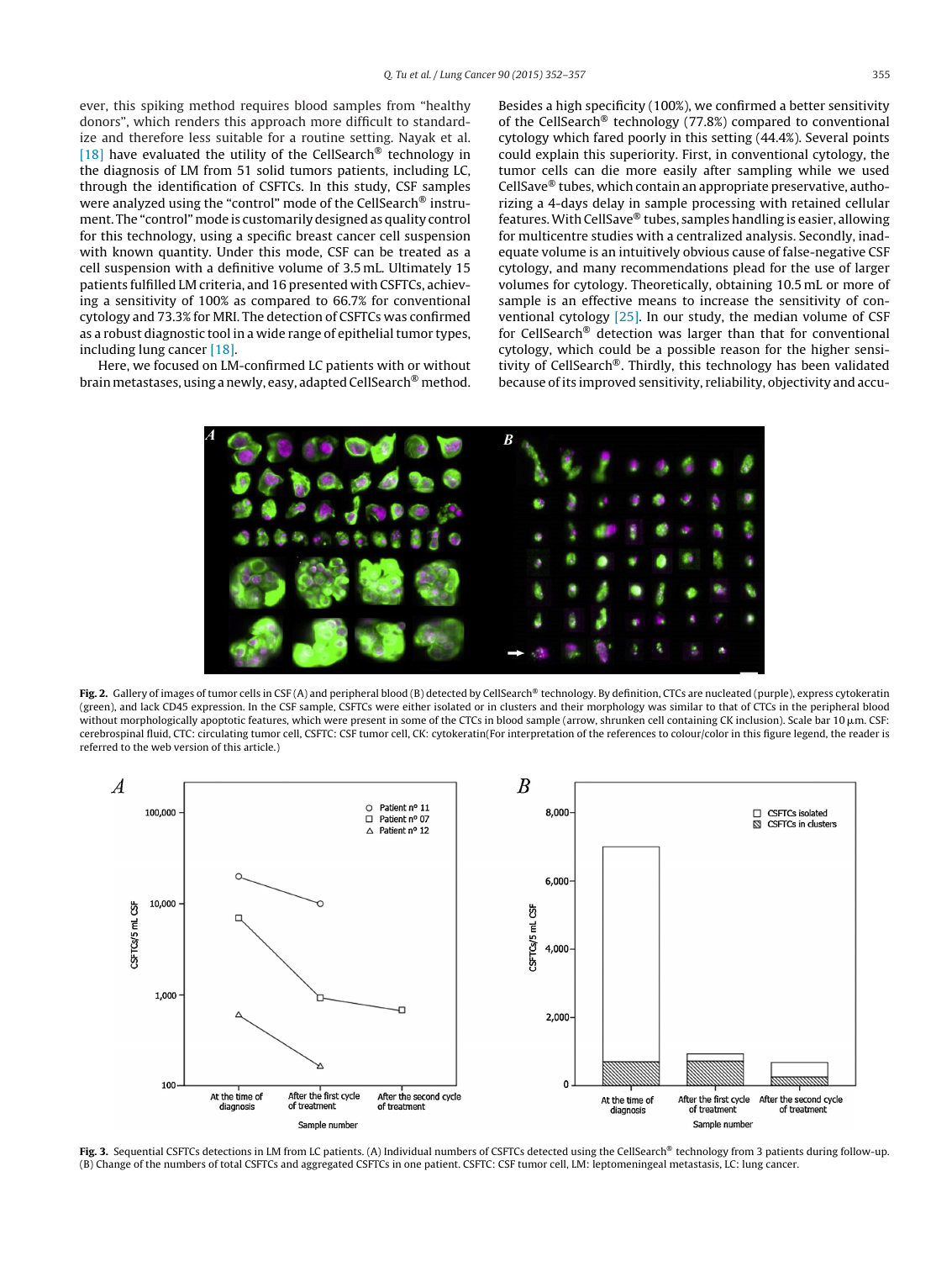ever, this spiking method requires blood samples from "healthy donors", which renders this approach more difficult to standardize and therefore less suitable for a routine setting. Nayak et al. [18] have evaluated the utility of the CellSearch® technology in the diagnosis of LM from 51 solid tumors patients, including LC, through the identification of CSFTCs. In this study, CSF samples were analyzed using the "control" mode of the CellSearch® instrument. The "control" mode is customarily designed as quality control for this technology, using a specific breast cancer cell suspension with known quantity. Under this mode, CSF can be treated as a cell suspension with a definitive volume of 3.5 mL. Ultimately 15 patients fulfilled LM criteria, and 16 presented with CSFTCs, achieving a sensitivity of 100% as compared to 66.7% for conventional cytology and 73.3% for MRI. The detection of CSFTCs was confirmed as a robust diagnostic tool in a wide range of epithelial tumor types, including lung cancer [18].

Here, we focused on LM-confirmed LC patients with or without brain metastases, using a newly, easy, adapted CellSearch® method. Besides a high specificity (100%), we confirmed a better sensitivity of the CellSearch® technology (77.8%) compared to conventional cytology which fared poorly in this setting (44.4%). Several points could explain this superiority. First, in conventional cytology, the tumor cells can die more easily after sampling while we used CellSave® tubes, which contain an appropriate preservative, authorizing a 4-days delay in sample processing with retained cellular features. With CellSave® tubes, samples handling is easier, allowing for multicentre studies with a centralized analysis. Secondly, inadequate volume is an intuitively obvious cause of false-negative CSF cytology, and many recommendations plead for the use of larger volumes for cytology. Theoretically, obtaining 10.5 mL or more of sample is an effective means to increase the sensitivity of conventional cytology [25]. In our study, the median volume of CSF for CellSearch® detection was larger than that for conventional cytology, which could be a possible reason for the higher sensitivity of CellSearch®. Thirdly, this technology has been validated because of its improved sensitivity, reliability, objectivity and accu-

**Fig. 2.** Gallery of images of tumor cells in CSF (A) and peripheral blood (B) detected by CellSearch® technology. By definition, CTCs are nucleated (purple), express cytokeratin (green), and lack CD45 expression. In the CSF sample, CSFTCs were either isolated or in clusters and their morphology was similar to that of CTCs in the peripheral blood without morphologically apoptotic features, which were present in some of the CTCs in blood sample (arrow, shrunken cell containing CK inclusion). Scale bar 10 μm. CSF: cerebrospinal fluid, CTC: circulating tumor cell, CSFTC: CSF tumor cell, CK: cytokeratin(For interpretation of the references to colour/color in this figure legend, the reader is referred to the web version of this article.)

**Fig. 3.** Sequential CSFTCs detections in LM from LC patients. (A) Individual numbers of CSFTCs detected using the CellSearch® technology from 3 patients during follow-up. (B) Change of the numbers of total CSFTCs and aggregated CSFTCs in one patient. CSFTC: CSF tumor cell, LM: leptomeningeal metastasis, LC: lung cancer.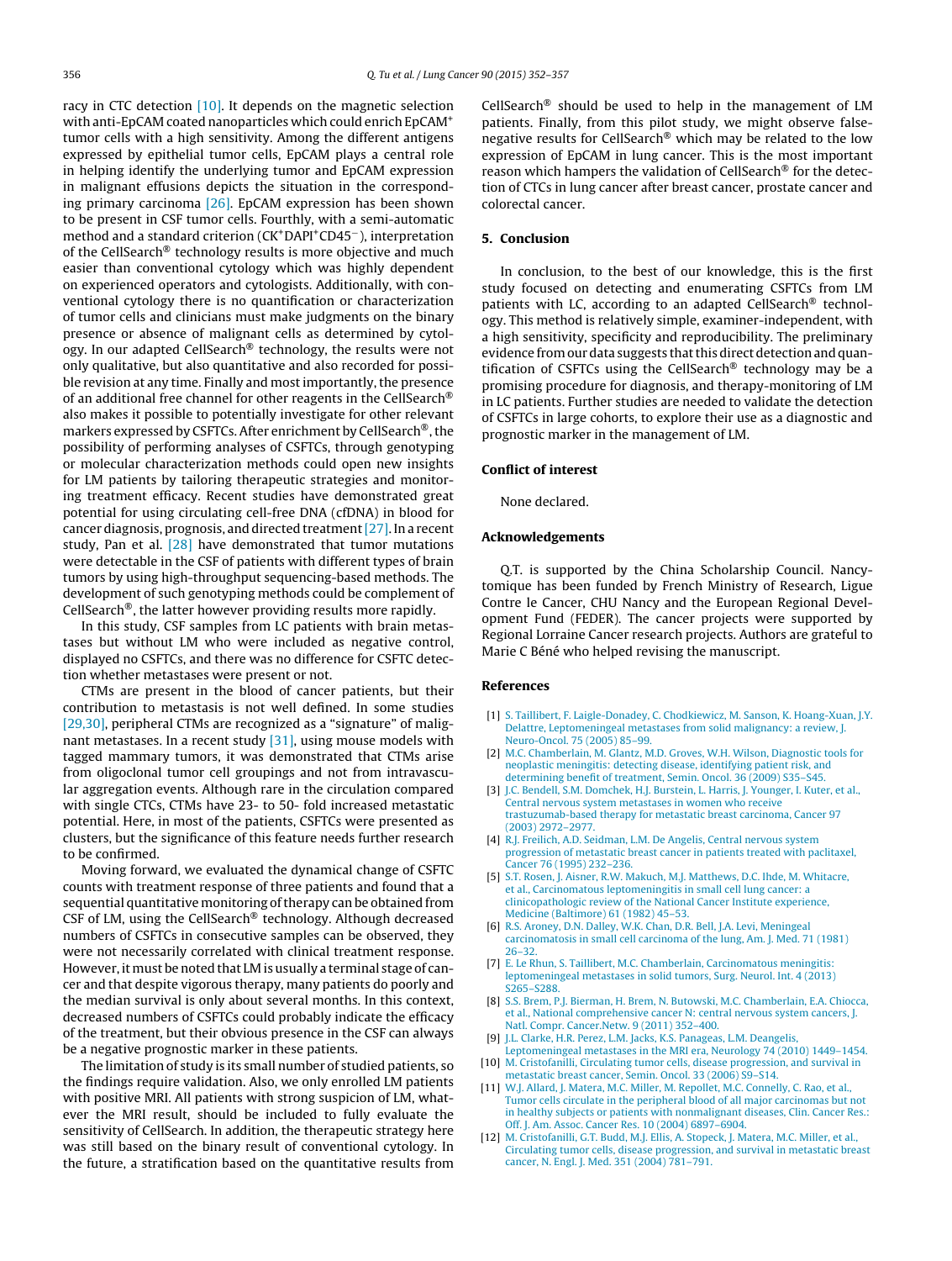racy in CTC detection [10]. It depends on the magnetic selection with anti-EpCAM coated nanoparticles which could enrich EpCAM+ tumor cells with a high sensitivity. Among the different antigens expressed by epithelial tumor cells, EpCAM plays a central role in helping identify the underlying tumor and EpCAM expression in malignant effusions depicts the situation in the corresponding primary carcinoma [26]. EpCAM expression has been shown to be present in CSF tumor cells. Fourthly, with a semi-automatic method and a standard criterion ($CK^+DAPI^+CD45^-$), interpretation of the CellSearch® technology results is more objective and much easier than conventional cytology which was highly dependent on experienced operators and cytologists. Additionally, with conventional cytology there is no quantification or characterization of tumor cells and clinicians must make judgments on the binary presence or absence of malignant cells as determined by cytology. In our adapted CellSearch® technology, the results were not only qualitative, but also quantitative and also recorded for possible revision at any time. Finally and most importantly, the presence of an additional free channel for other reagents in the CellSearch® also makes it possible to potentially investigate for other relevant markers expressed by CSFTCs. After enrichment by CellSearch®, the possibility of performing analyses of CSFTCs, through genotyping or molecular characterization methods could open new insights for LM patients by tailoring therapeutic strategies and monitoring treatment efficacy. Recent studies have demonstrated great potential for using circulating cell-free DNA (cfDNA) in blood for cancer diagnosis, prognosis, and directed treatment [27]. In a recent study, Pan et al. [28] have demonstrated that tumor mutations were detectable in the CSF of patients with different types of brain tumors by using high-throughput sequencing-based methods. The development of such genotyping methods could be complement of CellSearch®, the latter however providing results more rapidly.

In this study, CSF samples from LC patients with brain metastases but without LM who were included as negative control, displayed no CSFTCs, and there was no difference for CSFTC detection whether metastases were present or not.

CTMs are present in the blood of cancer patients, but their contribution to metastasis is not well defined. In some studies [29,30], peripheral CTMs are recognized as a "signature" of malignant metastases. In a recent study [31], using mouse models with tagged mammary tumors, it was demonstrated that CTMs arise from oligoclonal tumor cell groupings and not from intravascular aggregation events. Although rare in the circulation compared with single CTCs, CTMs have 23- to 50- fold increased metastatic potential. Here, in most of the patients, CSFTCs were presented as clusters, but the significance of this feature needs further research to be confirmed.

Moving forward, we evaluated the dynamical change of CSFTC counts with treatment response of three patients and found that a sequential quantitative monitoring of therapy can be obtained from CSF of LM, using the CellSearch® technology. Although decreased numbers of CSFTCs in consecutive samples can be observed, they were not necessarily correlated with clinical treatment response. However, it must be noted that LM is usually a terminal stage of cancer and that despite vigorous therapy, many patients do poorly and the median survival is only about several months. In this context, decreased numbers of CSFTCs could probably indicate the efficacy of the treatment, but their obvious presence in the CSF can always be a negative prognostic marker in these patients.

The limitation of study is its small number of studied patients, so the findings require validation. Also, we only enrolled LM patients with positive MRI. All patients with strong suspicion of LM, whatever the MRI result, should be included to fully evaluate the sensitivity of CellSearch. In addition, the therapeutic strategy here was still based on the binary result of conventional cytology. In the future, a stratification based on the quantitative results from CellSearch® should be used to help in the management of LM patients. Finally, from this pilot study, we might observe false-negative results for CellSearch® which may be related to the low expression of EpCAM in lung cancer. This is the most important reason which hampers the validation of CellSearch® for the detection of CTCs in lung cancer after breast cancer, prostate cancer and colorectal cancer.

## 5. Conclusion

In conclusion, to the best of our knowledge, this is the first study focused on detecting and enumerating CSFTCs from LM patients with LC, according to an adapted CellSearch® technology. This method is relatively simple, examiner-independent, with a high sensitivity, specificity and reproducibility. The preliminary evidence from our data suggests that this direct detection and quantification of CSFTCs using the CellSearch® technology may be a promising procedure for diagnosis, and therapy-monitoring of LM in LC patients. Further studies are needed to validate the detection of CSFTCs in large cohorts, to explore their use as a diagnostic and prognostic marker in the management of LM.

## Conflict of interest

None declared.

## Acknowledgements

Q.T. is supported by the China Scholarship Council. Nancytomique has been funded by French Ministry of Research, Ligue Contre le Cancer, CHU Nancy and the European Regional Development Fund (FEDER). The cancer projects were supported by Regional Lorraine Cancer research projects. Authors are grateful to Marie C Béné who helped revising the manuscript.

## References

[1] S. Taillibert, F. Laigle-Donadey, C. Chodkiewicz, M. Sanson, K. Hoang-Xuan, J.Y. Delattre, Leptomeningeal metastases from solid malignancy: a review, J. Neuro-Oncol. 75 (2005) 85–99.

[2] M.C. Chamberlain, M. Glantz, M.D. Groves, W.H. Wilson, Diagnostic tools for neoplastic meningitis: detecting disease, identifying patient risk, and determining benefit of treatment, Semin. Oncol. 36 (2009) S35–S45.

[3] J.C. Bendell, S.M. Domchek, H.J. Burstein, L. Harris, J. Younger, I. Kuter, et al., Central nervous system metastases in women who receive trastuzumab-based therapy for metastatic breast carcinoma, Cancer 97 (2003) 2972–2977.

[4] R.J. Freilich, A.D. Seidman, L.M. De Angelis, Central nervous system progression of metastatic breast cancer in patients treated with paclitaxel, Cancer 76 (1995) 232–236.

[5] S.T. Rosen, J. Aisner, R.W. Makuch, M.J. Matthews, D.C. Ihde, M. Whitacre, et al., Carcinomatous leptomeningitis in small cell lung cancer: a clinicopathologic review of the National Cancer Institute experience, Medicine (Baltimore) 61 (1982) 45–53.

[6] R.S. Aroney, D.N. Dalley, W.K. Chan, D.R. Bell, J.A. Levi, Meningeal carcinomatosis in small cell carcinoma of the lung, Am. J. Med. 71 (1981) 26–32.

[7] E. Le Rhun, S. Taillibert, M.C. Chamberlain, Carcinomatous meningitis: leptomeningeal metastases in solid tumors, Surg. Neurol. Int. 4 (2013) S265–S288.

[8] S.S. Brem, P.J. Bierman, H. Brem, N. Butowski, M.C. Chamberlain, E.A. Chiocca, et al., National comprehensive cancer N: central nervous system cancers, J. Natl. Compr. Cancer.Netw. 9 (2011) 352–400.

[9] J.L. Clarke, H.R. Perez, L.M. Jacks, K.S. Panageas, L.M. Deangelis, Leptomeningeal metastases in the MRI era, Neurology 74 (2010) 1449–1454.

[10] M. Cristofanilli, Circulating tumor cells, disease progression, and survival in metastatic breast cancer, Semin. Oncol. 33 (2006) S9–S14.

[11] W.J. Allard, J. Matera, M.C. Miller, M. Repollet, M.C. Connelly, C. Rao, et al., Tumor cells circulate in the peripheral blood of all major carcinomas but not in healthy subjects or patients with nonmalignant diseases, Clin. Cancer Res.: Off. J. Am. Assoc. Cancer Res. 10 (2004) 6897–6904.

[12] M. Cristofanilli, G.T. Budd, M.J. Ellis, A. Stopeck, J. Matera, M.C. Miller, et al., Circulating tumor cells, disease progression, and survival in metastatic breast cancer, N. Engl. J. Med. 351 (2004) 781–791.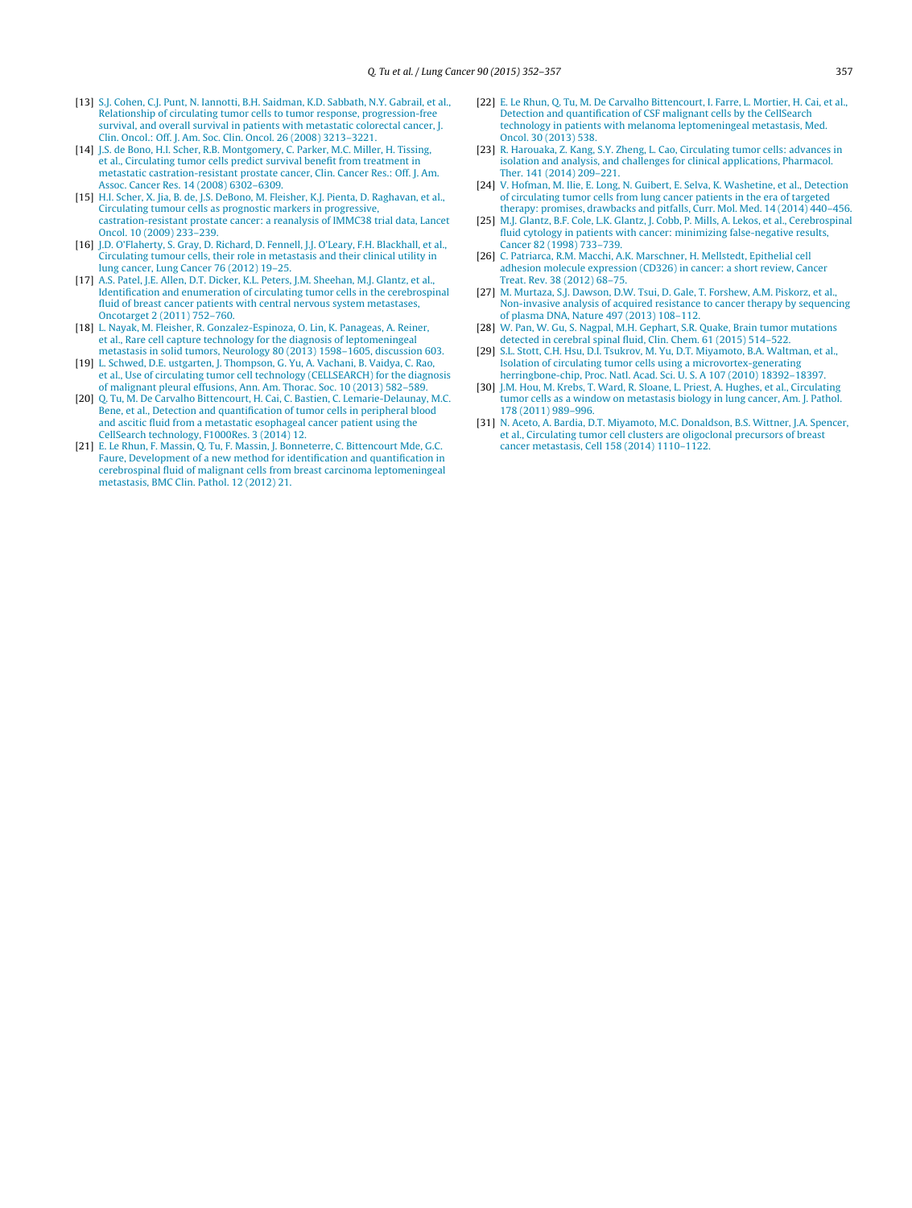[13] S.J. Cohen, C.J. Punt, N. Iannotti, B.H. Saidman, K.D. Sabbath, N.Y. Gabrail, et al., Relationship of circulating tumor cells to tumor response, progression-free survival, and overall survival in patients with metastatic colorectal cancer, J. Clin. Oncol.: Off. J. Am. Soc. Clin. Oncol. 26 (2008) 3213–3221.

[14] J.S. de Bono, H.I. Scher, R.B. Montgomery, C. Parker, M.C. Miller, H. Tissing, et al., Circulating tumor cells predict survival benefit from treatment in metastatic castration-resistant prostate cancer, Clin. Cancer Res.: Off. J. Am. Assoc. Cancer Res. 14 (2008) 6302–6309.

[15] H.I. Scher, X. Jia, B. de, J.S. DeBono, M. Fleisher, K.J. Pienta, D. Raghavan, et al., Circulating tumour cells as prognostic markers in progressive, castration-resistant prostate cancer: a reanalysis of IMMC38 trial data, Lancet Oncol. 10 (2009) 233–239.

[16] J.D. O'Flaherty, S. Gray, D. Richard, D. Fennell, J.J. O'Leary, F.H. Blackhall, et al., Circulating tumour cells, their role in metastasis and their clinical utility in lung cancer, Lung Cancer 76 (2012) 19–25.

[17] A.S. Patel, J.E. Allen, D.T. Dicker, K.L. Peters, J.M. Sheehan, M.J. Glantz, et al., Identification and enumeration of circulating tumor cells in the cerebrospinal fluid of breast cancer patients with central nervous system metastases, Oncotarget 2 (2011) 752–760.

[18] L. Nayak, M. Fleisher, R. Gonzalez-Espinoza, O. Lin, K. Panageas, A. Reiner, et al., Rare cell capture technology for the diagnosis of leptomeningeal metastasis in solid tumors, Neurology 80 (2013) 1598–1605, discussion 603.

[19] L. Schwed, D.E. ustgarten, J. Thompson, G. Yu, A. Vachani, B. Vaidya, C. Rao, et al., Use of circulating tumor cell technology (CELLSEARCH) for the diagnosis of malignant pleural effusions, Ann. Am. Thorac. Soc. 10 (2013) 582–589.

[20] Q. Tu, M. De Carvalho Bittencourt, H. Cai, C. Bastien, C. Lemarie-Delaunay, M.C. Bene, et al., Detection and quantification of tumor cells in peripheral blood and ascitic fluid from a metastatic esophageal cancer patient using the CellSearch technology, F1000Res. 3 (2014) 12.

[21] E. Le Rhun, F. Massin, Q. Tu, F. Massin, J. Bonneterre, C. Bittencourt Mde, G.C. Faure, Development of a new method for identification and quantification in cerebrospinal fluid of malignant cells from breast carcinoma leptomeningeal metastasis, BMC Clin. Pathol. 12 (2012) 21.

[22] E. Le Rhun, Q. Tu, M. De Carvalho Bittencourt, I. Farre, L. Mortier, H. Cai, et al., Detection and quantification of CSF malignant cells by the CellSearch technology in patients with melanoma leptomeningeal metastasis, Med. Oncol. 30 (2013) 538.

[23] R. Harouaka, Z. Kang, S.Y. Zheng, L. Cao, Circulating tumor cells: advances in isolation and analysis, and challenges for clinical applications, Pharmacol. Ther. 141 (2014) 209–221.

[24] V. Hofman, M. Ilie, E. Long, N. Guibert, E. Selva, K. Washetine, et al., Detection of circulating tumor cells from lung cancer patients in the era of targeted therapy: promises, drawbacks and pitfalls, Curr. Mol. Med. 14 (2014) 440–456.

[25] M.J. Glantz, B.F. Cole, L.K. Glantz, J. Cobb, P. Mills, A. Lekos, et al., Cerebrospinal fluid cytology in patients with cancer: minimizing false-negative results, Cancer 82 (1998) 733–739.

[26] C. Patriarca, R.M. Macchi, A.K. Marschner, H. Mellstedt, Epithelial cell adhesion molecule expression (CD326) in cancer: a short review, Cancer Treat. Rev. 38 (2012) 68–75.

[27] M. Murtaza, S.J. Dawson, D.W. Tsui, D. Gale, T. Forshew, A.M. Piskorz, et al., Non-invasive analysis of acquired resistance to cancer therapy by sequencing of plasma DNA, Nature 497 (2013) 108–112.

[28] W. Pan, W. Gu, S. Nagpal, M.H. Gephart, S.R. Quake, Brain tumor mutations detected in cerebral spinal fluid, Clin. Chem. 61 (2015) 514–522.

[29] S.L. Stott, C.H. Hsu, D.I. Tsukrov, M. Yu, D.T. Miyamoto, B.A. Waltman, et al., Isolation of circulating tumor cells using a microvortex-generating herringbone-chip, Proc. Natl. Acad. Sci. U. S. A 107 (2010) 18392–18397.

[30] J.M. Hou, M. Krebs, T. Ward, R. Sloane, L. Priest, A. Hughes, et al., Circulating tumor cells as a window on metastasis biology in lung cancer, Am. J. Pathol. 178 (2011) 989–996.

[31] N. Aceto, A. Bardia, D.T. Miyamoto, M.C. Donaldson, B.S. Wittner, J.A. Spencer, et al., Circulating tumor cell clusters are oligoclonal precursors of breast cancer metastasis, Cell 158 (2014) 1110–1122.